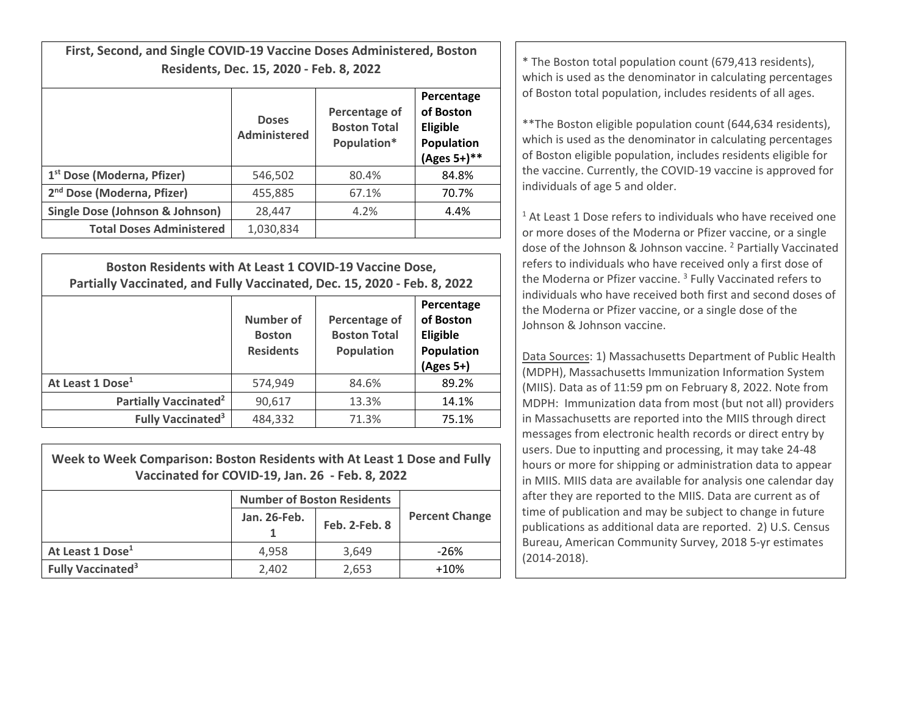| First, Second, and Single COVID-19 Vaccine Doses Administered, Boston Residents, Dec. 15, 2020 - Feb. 8, 2022 | | | |
|---|---|---|---|
| | Doses Administered | Percentage of Boston Total Population* | Percentage of Boston Eligible Population (Ages 5+)** |
| 1st Dose (Moderna, Pfizer) | 546,502 | 80.4% | 84.8% |
| 2nd Dose (Moderna, Pfizer) | 455,885 | 67.1% | 70.7% |
| Single Dose (Johnson & Johnson) | 28,447 | 4.2% | 4.4% |
| Total Doses Administered | 1,030,834 | | |

| Boston Residents with At Least 1 COVID-19 Vaccine Dose, Partially Vaccinated, and Fully Vaccinated, Dec. 15, 2020 - Feb. 8, 2022 | | | |
|---|---|---|---|
| | Number of Boston Residents | Percentage of Boston Total Population | Percentage of Boston Eligible Population (Ages 5+) |
| At Least 1 Dose[1] | 574,949 | 84.6% | 89.2% |
| Partially Vaccinated[2] | 90,617 | 13.3% | 14.1% |
| Fully Vaccinated[3] | 484,332 | 71.3% | 75.1% |

| Week to Week Comparison: Boston Residents with At Least 1 Dose and Fully Vaccinated for COVID-19, Jan. 26 - Feb. 8, 2022 | | | |
|---|---|---|---|
| | Number of Boston Residents | | Percent Change |
| | Jan. 26-Feb. 1 | Feb. 2-Feb. 8 | |
| At Least 1 Dose[1] | 4,958 | 3,649 | -26% |
| Fully Vaccinated[3] | 2,402 | 2,653 | +10% |

* The Boston total population count (679,413 residents), which is used as the denominator in calculating percentages of Boston total population, includes residents of all ages.

**The Boston eligible population count (644,634 residents), which is used as the denominator in calculating percentages of Boston eligible population, includes residents eligible for the vaccine. Currently, the COVID-19 vaccine is approved for individuals of age 5 and older.

[1] At Least 1 Dose refers to individuals who have received one or more doses of the Moderna or Pfizer vaccine, or a single dose of the Johnson & Johnson vaccine. [2] Partially Vaccinated refers to individuals who have received only a first dose of the Moderna or Pfizer vaccine. [3] Fully Vaccinated refers to individuals who have received both first and second doses of the Moderna or Pfizer vaccine, or a single dose of the Johnson & Johnson vaccine.

Data Sources: 1) Massachusetts Department of Public Health (MDPH), Massachusetts Immunization Information System (MIIS). Data as of 11:59 pm on February 8, 2022. Note from MDPH: Immunization data from most (but not all) providers in Massachusetts are reported into the MIIS through direct messages from electronic health records or direct entry by users. Due to inputting and processing, it may take 24-48 hours or more for shipping or administration data to appear in MIIS. MIIS data are available for analysis one calendar day after they are reported to the MIIS. Data are current as of time of publication and may be subject to change in future publications as additional data are reported. 2) U.S. Census Bureau, American Community Survey, 2018 5-yr estimates (2014-2018).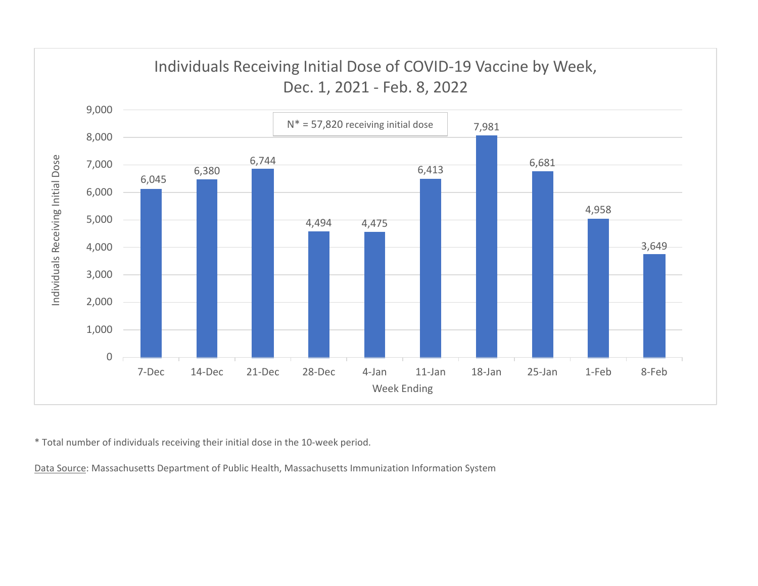## Individuals Receiving Initial Dose of COVID-19 Vaccine by Week, Dec. 1, 2021 - Feb. 8, 2022

N* = 57,820 receiving initial dose

| Week Ending | Individuals Receiving Initial Dose |
|---|---|
| 7-Dec | 6,045 |
| 14-Dec | 6,380 |
| 21-Dec | 6,744 |
| 28-Dec | 4,494 |
| 4-Jan | 4,475 |
| 11-Jan | 6,413 |
| 18-Jan | 7,981 |
| 25-Jan | 6,681 |
| 1-Feb | 4,958 |
| 8-Feb | 3,649 |

\* Total number of individuals receiving their initial dose in the 10-week period.

Data Source: Massachusetts Department of Public Health, Massachusetts Immunization Information System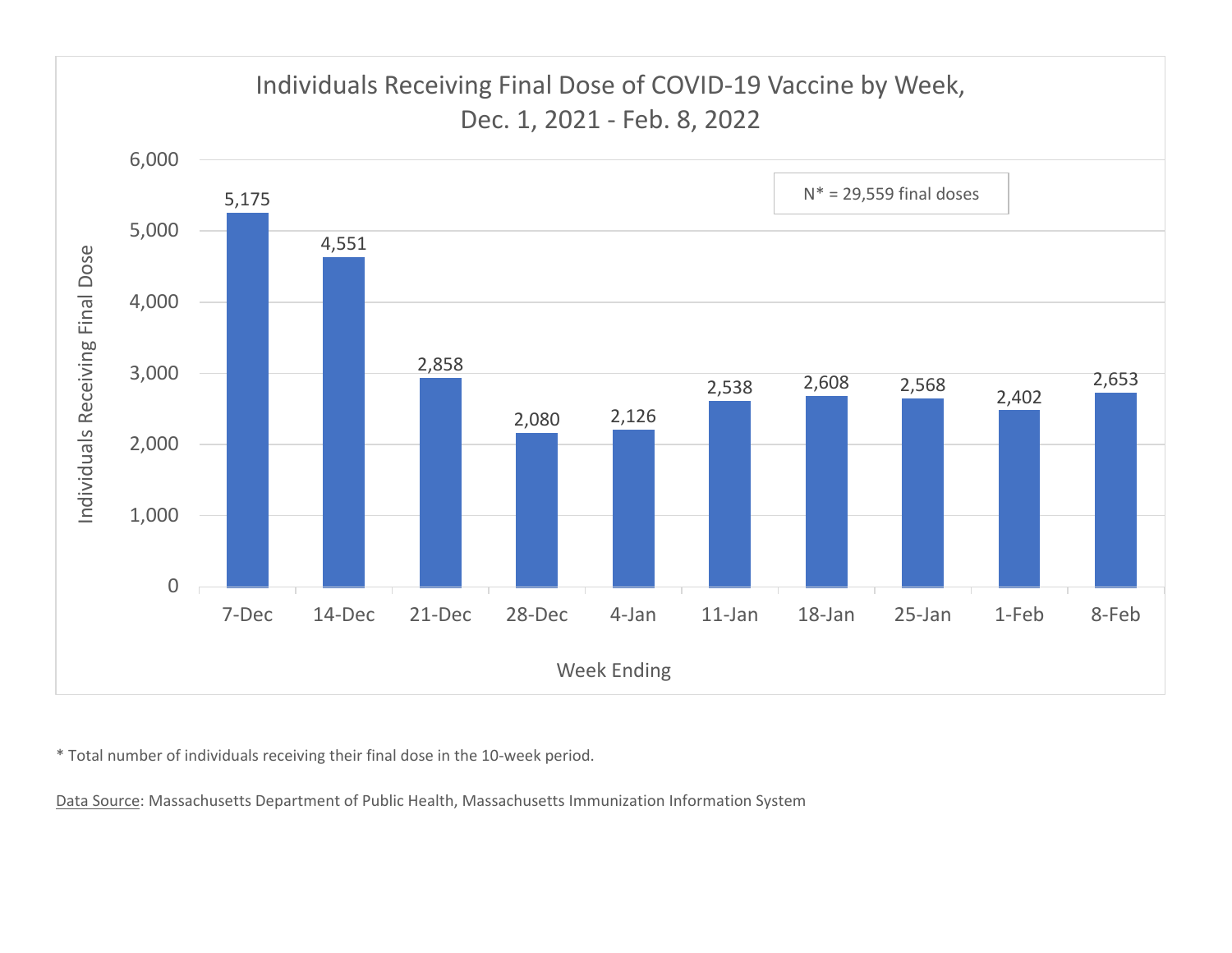## Individuals Receiving Final Dose of COVID-19 Vaccine by Week, Dec. 1, 2021 - Feb. 8, 2022

N* = 29,559 final doses

| Week Ending | Individuals Receiving Final Dose |
|---|---|
| 7-Dec | 5,175 |
| 14-Dec | 4,551 |
| 21-Dec | 2,858 |
| 28-Dec | 2,080 |
| 4-Jan | 2,126 |
| 11-Jan | 2,538 |
| 18-Jan | 2,608 |
| 25-Jan | 2,568 |
| 1-Feb | 2,402 |
| 8-Feb | 2,653 |

* Total number of individuals receiving their final dose in the 10-week period.

Data Source: Massachusetts Department of Public Health, Massachusetts Immunization Information System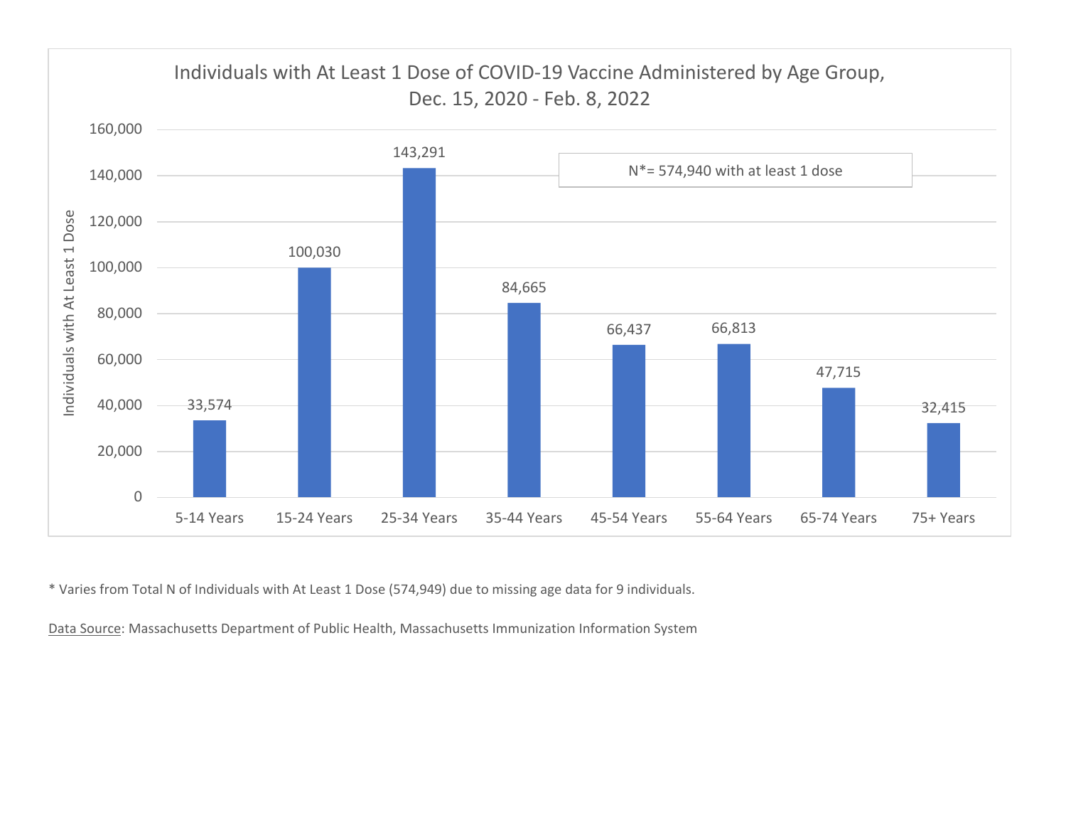## Individuals with At Least 1 Dose of COVID-19 Vaccine Administered by Age Group, Dec. 15, 2020 - Feb. 8, 2022

N*= 574,940 with at least 1 dose

| Age Group | Individuals with At Least 1 Dose |
| --- | --- |
| 5-14 Years | 33,574 |
| 15-24 Years | 100,030 |
| 25-34 Years | 143,291 |
| 35-44 Years | 84,665 |
| 45-54 Years | 66,437 |
| 55-64 Years | 66,813 |
| 65-74 Years | 47,715 |
| 75+ Years | 32,415 |

* Varies from Total N of Individuals with At Least 1 Dose (574,949) due to missing age data for 9 individuals.

Data Source: Massachusetts Department of Public Health, Massachusetts Immunization Information System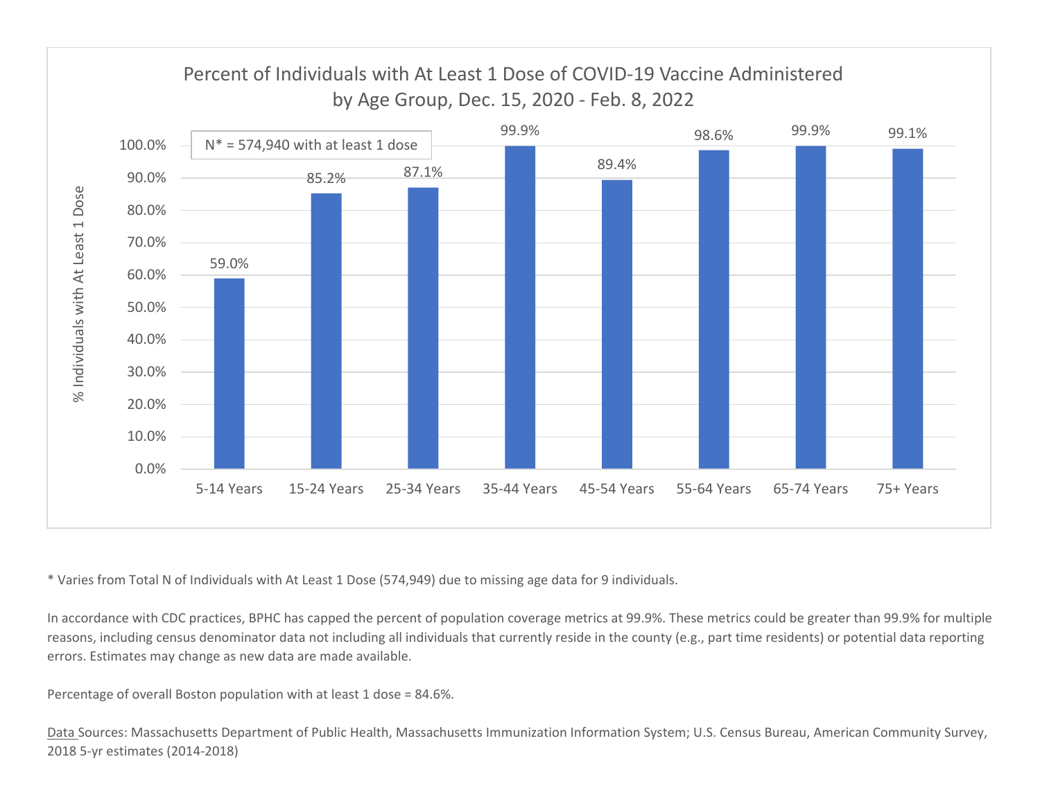## Percent of Individuals with At Least 1 Dose of COVID-19 Vaccine Administered by Age Group, Dec. 15, 2020 - Feb. 8, 2022

N* = 574,940 with at least 1 dose

| Age Group | % Individuals with At Least 1 Dose |
| --- | --- |
| 5-14 Years | 59.0% |
| 15-24 Years | 85.2% |
| 25-34 Years | 87.1% |
| 35-44 Years | 99.9% |
| 45-54 Years | 89.4% |
| 55-64 Years | 98.6% |
| 65-74 Years | 99.9% |
| 75+ Years | 99.1% |

* Varies from Total N of Individuals with At Least 1 Dose (574,949) due to missing age data for 9 individuals.

In accordance with CDC practices, BPHC has capped the percent of population coverage metrics at 99.9%. These metrics could be greater than 99.9% for multiple reasons, including census denominator data not including all individuals that currently reside in the county (e.g., part time residents) or potential data reporting errors. Estimates may change as new data are made available.

Percentage of overall Boston population with at least 1 dose = 84.6%.

Data Sources: Massachusetts Department of Public Health, Massachusetts Immunization Information System; U.S. Census Bureau, American Community Survey, 2018 5-yr estimates (2014-2018)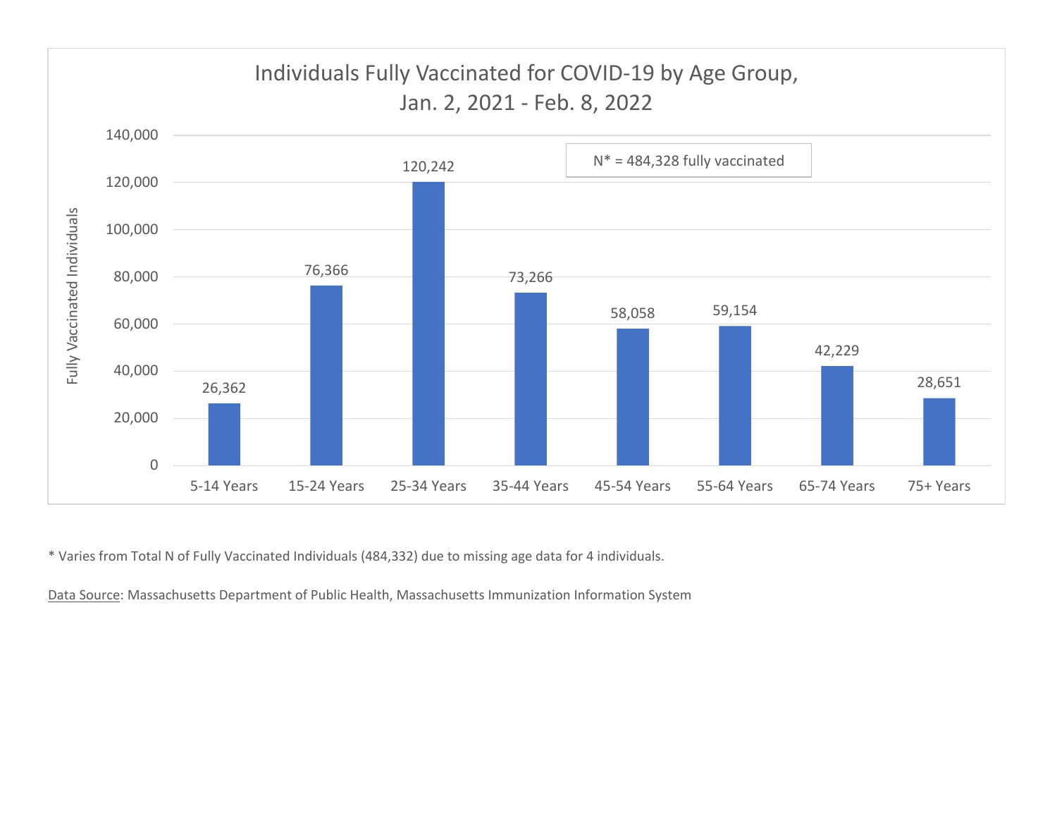## Individuals Fully Vaccinated for COVID-19 by Age Group, Jan. 2, 2021 - Feb. 8, 2022

N* = 484,328 fully vaccinated

| Age Group | Fully Vaccinated Individuals |
|---|---|
| 5-14 Years | 26,362 |
| 15-24 Years | 76,366 |
| 25-34 Years | 120,242 |
| 35-44 Years | 73,266 |
| 45-54 Years | 58,058 |
| 55-64 Years | 59,154 |
| 65-74 Years | 42,229 |
| 75+ Years | 28,651 |

* Varies from Total N of Fully Vaccinated Individuals (484,332) due to missing age data for 4 individuals.

Data Source: Massachusetts Department of Public Health, Massachusetts Immunization Information System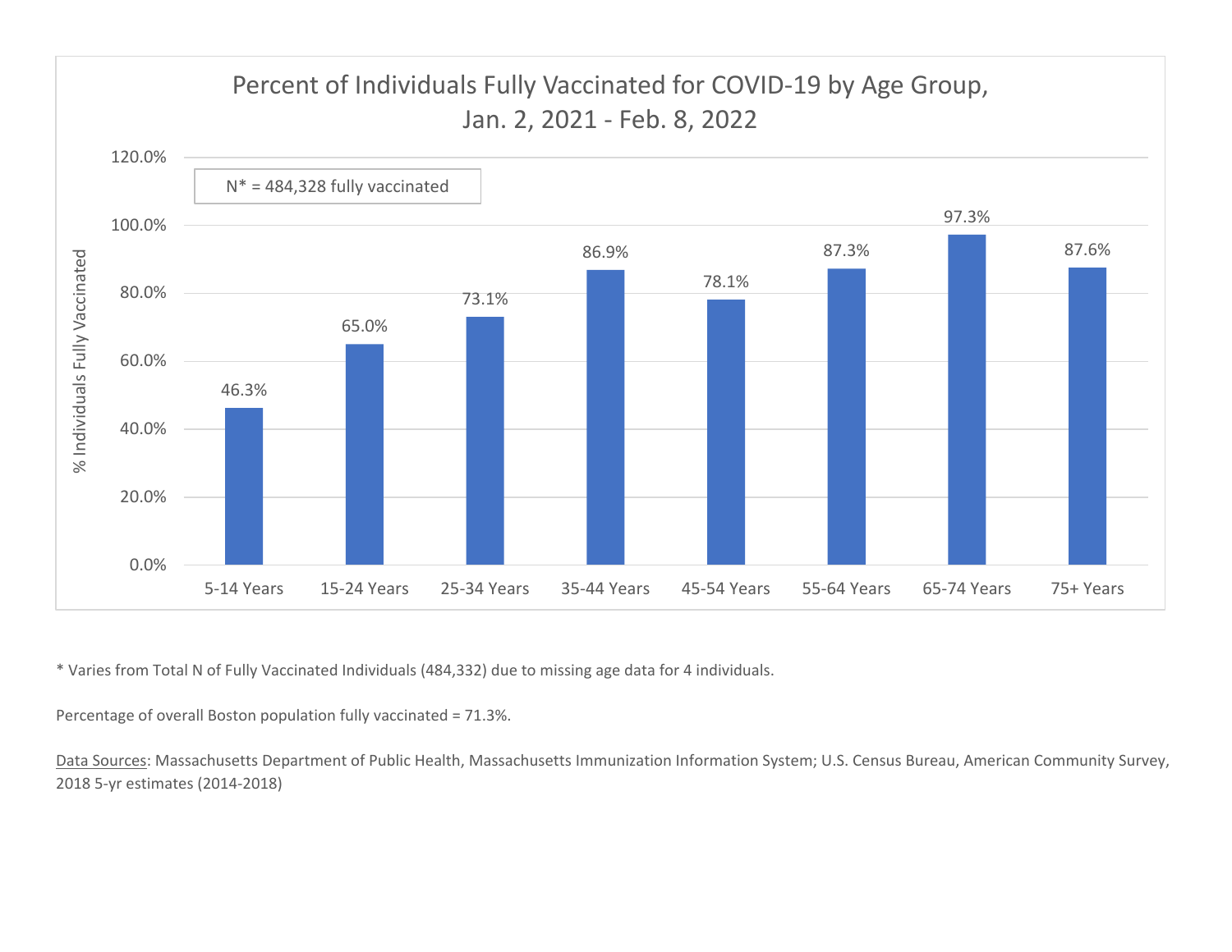## Percent of Individuals Fully Vaccinated for COVID-19 by Age Group, Jan. 2, 2021 - Feb. 8, 2022

N* = 484,328 fully vaccinated

| Age Group | % Individuals Fully Vaccinated |
|---|---|
| 5-14 Years | 46.3% |
| 15-24 Years | 65.0% |
| 25-34 Years | 73.1% |
| 35-44 Years | 86.9% |
| 45-54 Years | 78.1% |
| 55-64 Years | 87.3% |
| 65-74 Years | 97.3% |
| 75+ Years | 87.6% |

* Varies from Total N of Fully Vaccinated Individuals (484,332) due to missing age data for 4 individuals.

Percentage of overall Boston population fully vaccinated = 71.3%.

Data Sources: Massachusetts Department of Public Health, Massachusetts Immunization Information System; U.S. Census Bureau, American Community Survey, 2018 5-yr estimates (2014-2018)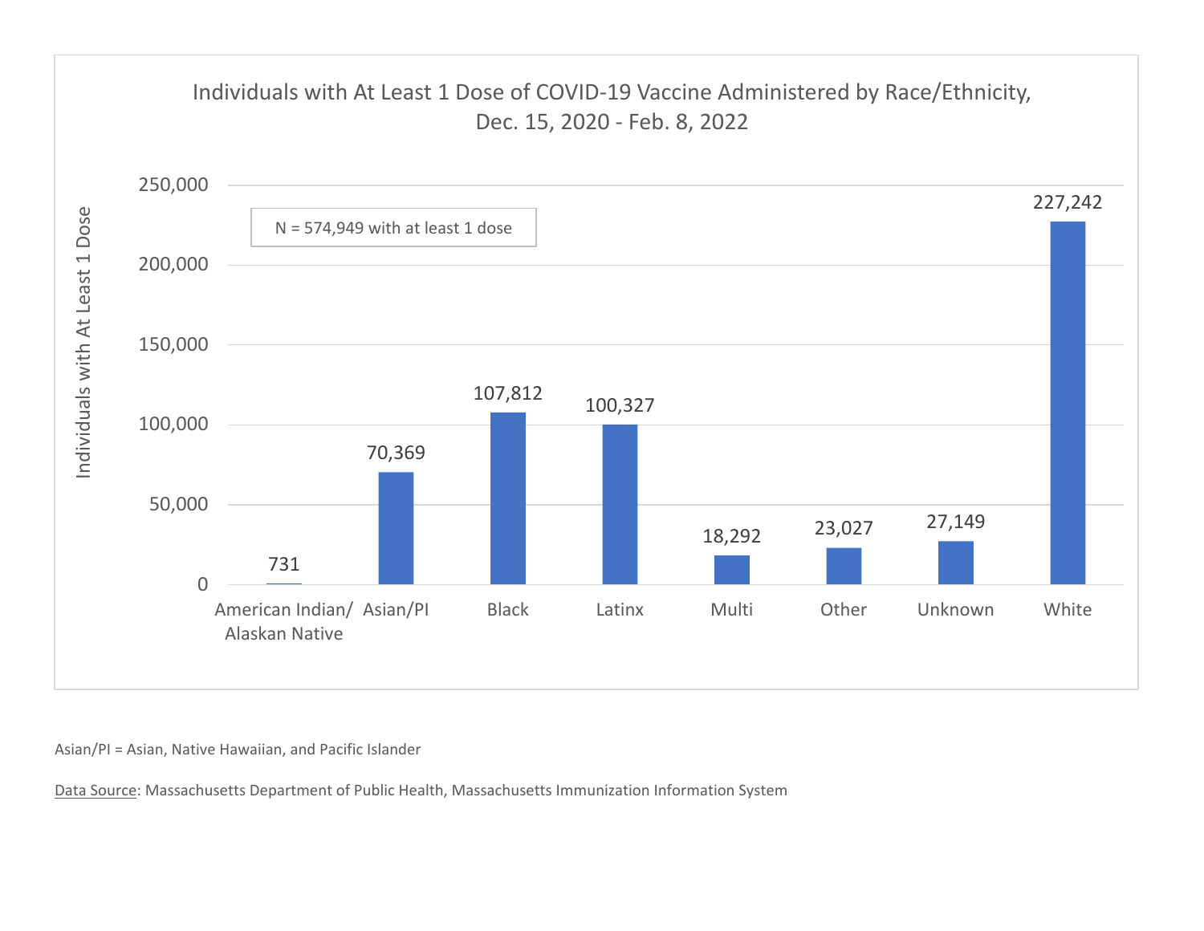## Individuals with At Least 1 Dose of COVID-19 Vaccine Administered by Race/Ethnicity, Dec. 15, 2020 - Feb. 8, 2022

N = 574,949 with at least 1 dose

| Race/Ethnicity | Individuals with At Least 1 Dose |
|---|---|
| American Indian/ Alaskan Native | 731 |
| Asian/PI | 70,369 |
| Black | 107,812 |
| Latinx | 100,327 |
| Multi | 18,292 |
| Other | 23,027 |
| Unknown | 27,149 |
| White | 227,242 |

Asian/PI = Asian, Native Hawaiian, and Pacific Islander

Data Source: Massachusetts Department of Public Health, Massachusetts Immunization Information System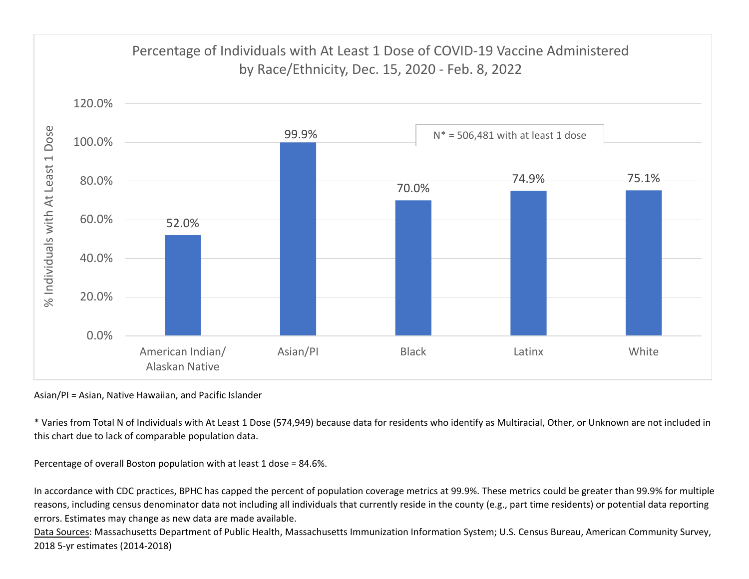## Percentage of Individuals with At Least 1 Dose of COVID-19 Vaccine Administered by Race/Ethnicity, Dec. 15, 2020 - Feb. 8, 2022

N* = 506,481 with at least 1 dose

| Race/Ethnicity | % Individuals with At Least 1 Dose |
|---|---|
| American Indian/ Alaskan Native | 52.0% |
| Asian/PI | 99.9% |
| Black | 70.0% |
| Latinx | 74.9% |
| White | 75.1% |

Asian/PI = Asian, Native Hawaiian, and Pacific Islander

* Varies from Total N of Individuals with At Least 1 Dose (574,949) because data for residents who identify as Multiracial, Other, or Unknown are not included in this chart due to lack of comparable population data.

Percentage of overall Boston population with at least 1 dose = 84.6%.

In accordance with CDC practices, BPHC has capped the percent of population coverage metrics at 99.9%. These metrics could be greater than 99.9% for multiple reasons, including census denominator data not including all individuals that currently reside in the county (e.g., part time residents) or potential data reporting errors. Estimates may change as new data are made available.

Data Sources: Massachusetts Department of Public Health, Massachusetts Immunization Information System; U.S. Census Bureau, American Community Survey, 2018 5-yr estimates (2014-2018)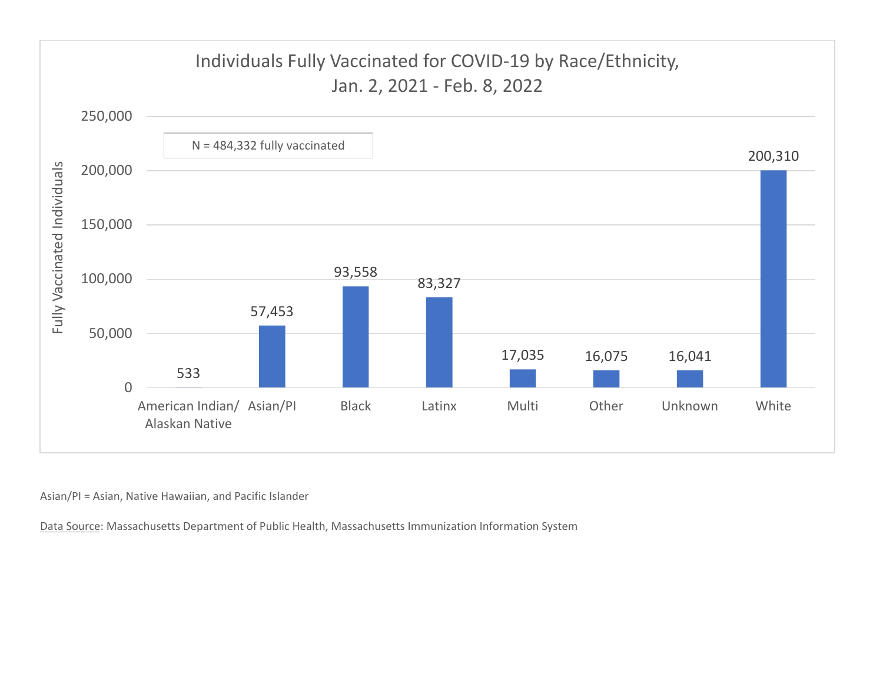## Individuals Fully Vaccinated for COVID-19 by Race/Ethnicity, Jan. 2, 2021 - Feb. 8, 2022

N = 484,332 fully vaccinated

| Race/Ethnicity | Fully Vaccinated Individuals |
|---|---|
| American Indian/ Alaskan Native | 533 |
| Asian/PI | 57,453 |
| Black | 93,558 |
| Latinx | 83,327 |
| Multi | 17,035 |
| Other | 16,075 |
| Unknown | 16,041 |
| White | 200,310 |

Asian/PI = Asian, Native Hawaiian, and Pacific Islander

Data Source: Massachusetts Department of Public Health, Massachusetts Immunization Information System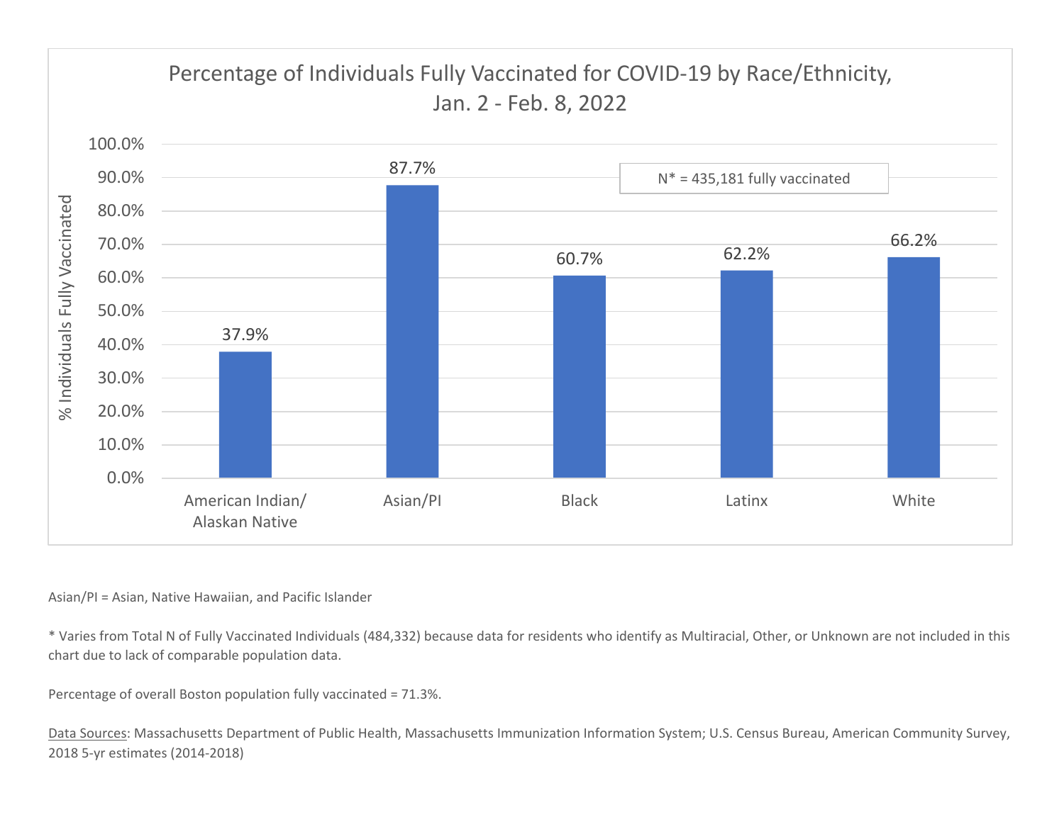## Percentage of Individuals Fully Vaccinated for COVID-19 by Race/Ethnicity, Jan. 2 - Feb. 8, 2022

N* = 435,181 fully vaccinated

| Race/Ethnicity | % Individuals Fully Vaccinated |
| --- | --- |
| American Indian/ Alaskan Native | 37.9% |
| Asian/PI | 87.7% |
| Black | 60.7% |
| Latinx | 62.2% |
| White | 66.2% |

Asian/PI = Asian, Native Hawaiian, and Pacific Islander

* Varies from Total N of Fully Vaccinated Individuals (484,332) because data for residents who identify as Multiracial, Other, or Unknown are not included in this chart due to lack of comparable population data.

Percentage of overall Boston population fully vaccinated = 71.3%.

Data Sources: Massachusetts Department of Public Health, Massachusetts Immunization Information System; U.S. Census Bureau, American Community Survey, 2018 5-yr estimates (2014-2018)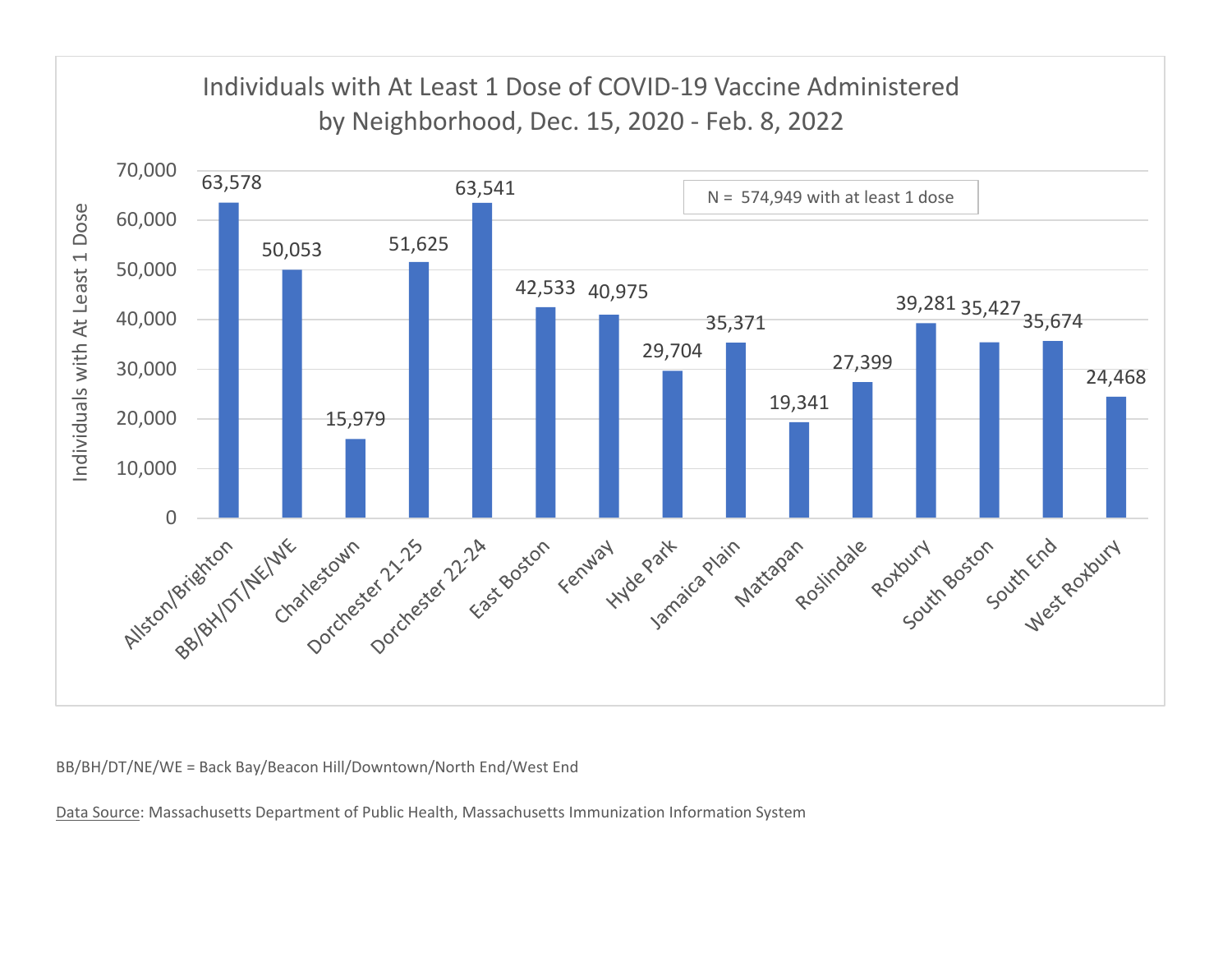## Individuals with At Least 1 Dose of COVID-19 Vaccine Administered by Neighborhood, Dec. 15, 2020 - Feb. 8, 2022

N = 574,949 with at least 1 dose

| Neighborhood | Individuals with At Least 1 Dose |
|---|---|
| Allston/Brighton | 63,578 |
| BB/BH/DT/NE/WE | 50,053 |
| Charlestown | 15,979 |
| Dorchester 21-25 | 51,625 |
| Dorchester 22-24 | 63,541 |
| East Boston | 42,533 |
| Fenway | 40,975 |
| Hyde Park | 29,704 |
| Jamaica Plain | 35,371 |
| Mattapan | 19,341 |
| Roslindale | 27,399 |
| Roxbury | 39,281 |
| South Boston | 35,427 |
| South End | 35,674 |
| West Roxbury | 24,468 |

BB/BH/DT/NE/WE = Back Bay/Beacon Hill/Downtown/North End/West End

Data Source: Massachusetts Department of Public Health, Massachusetts Immunization Information System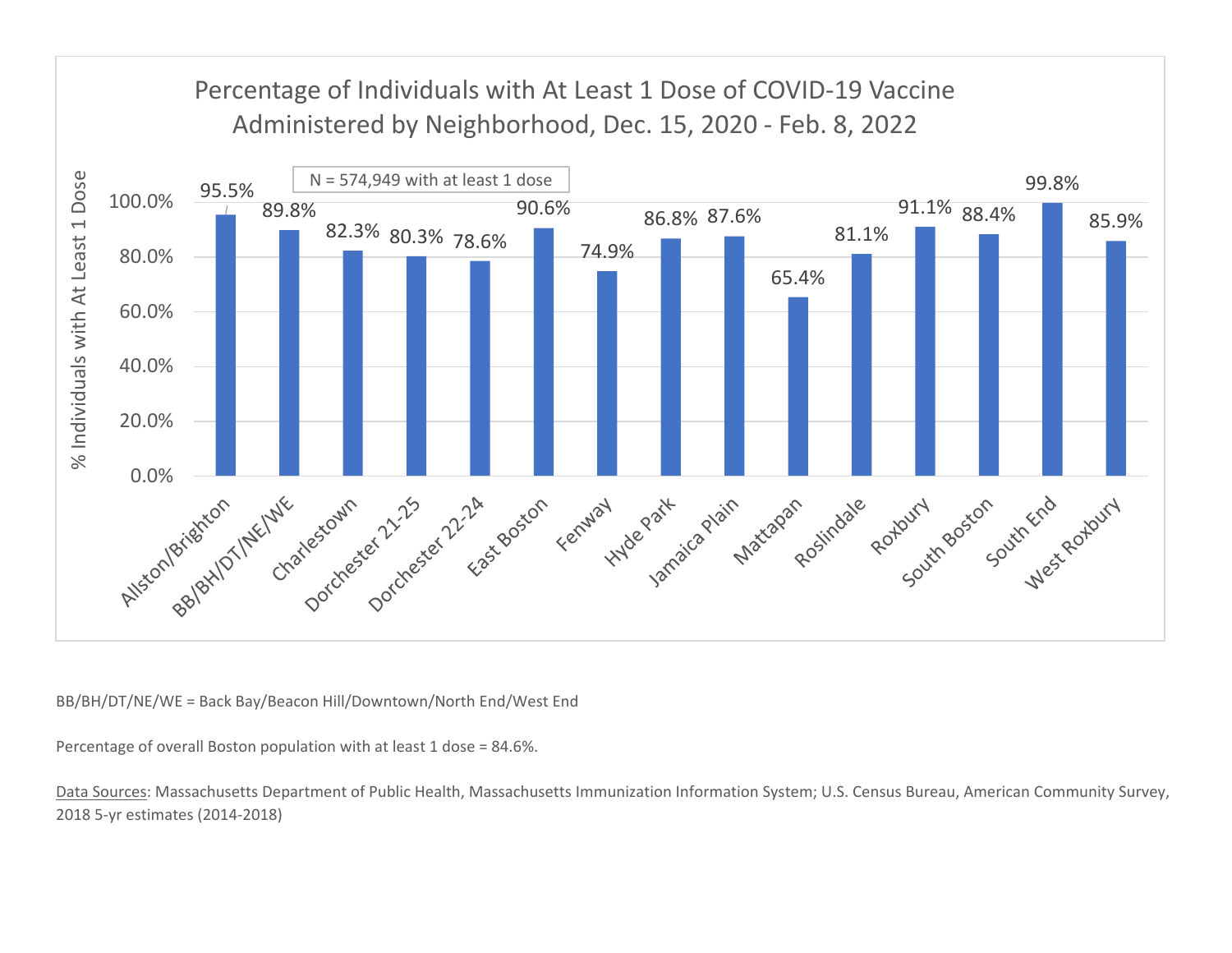## Percentage of Individuals with At Least 1 Dose of COVID-19 Vaccine Administered by Neighborhood, Dec. 15, 2020 - Feb. 8, 2022

N = 574,949 with at least 1 dose

| Neighborhood | % Individuals with At Least 1 Dose |
|---|---|
| Allston/Brighton | 95.5% |
| BB/BH/DT/NE/WE | 89.8% |
| Charlestown | 82.3% |
| Dorchester 21-25 | 80.3% |
| Dorchester 22-24 | 78.6% |
| East Boston | 90.6% |
| Fenway | 74.9% |
| Hyde Park | 86.8% |
| Jamaica Plain | 87.6% |
| Mattapan | 65.4% |
| Roslindale | 81.1% |
| Roxbury | 91.1% |
| South Boston | 88.4% |
| South End | 99.8% |
| West Roxbury | 85.9% |

BB/BH/DT/NE/WE = Back Bay/Beacon Hill/Downtown/North End/West End

Percentage of overall Boston population with at least 1 dose = 84.6%.

Data Sources: Massachusetts Department of Public Health, Massachusetts Immunization Information System; U.S. Census Bureau, American Community Survey, 2018 5-yr estimates (2014-2018)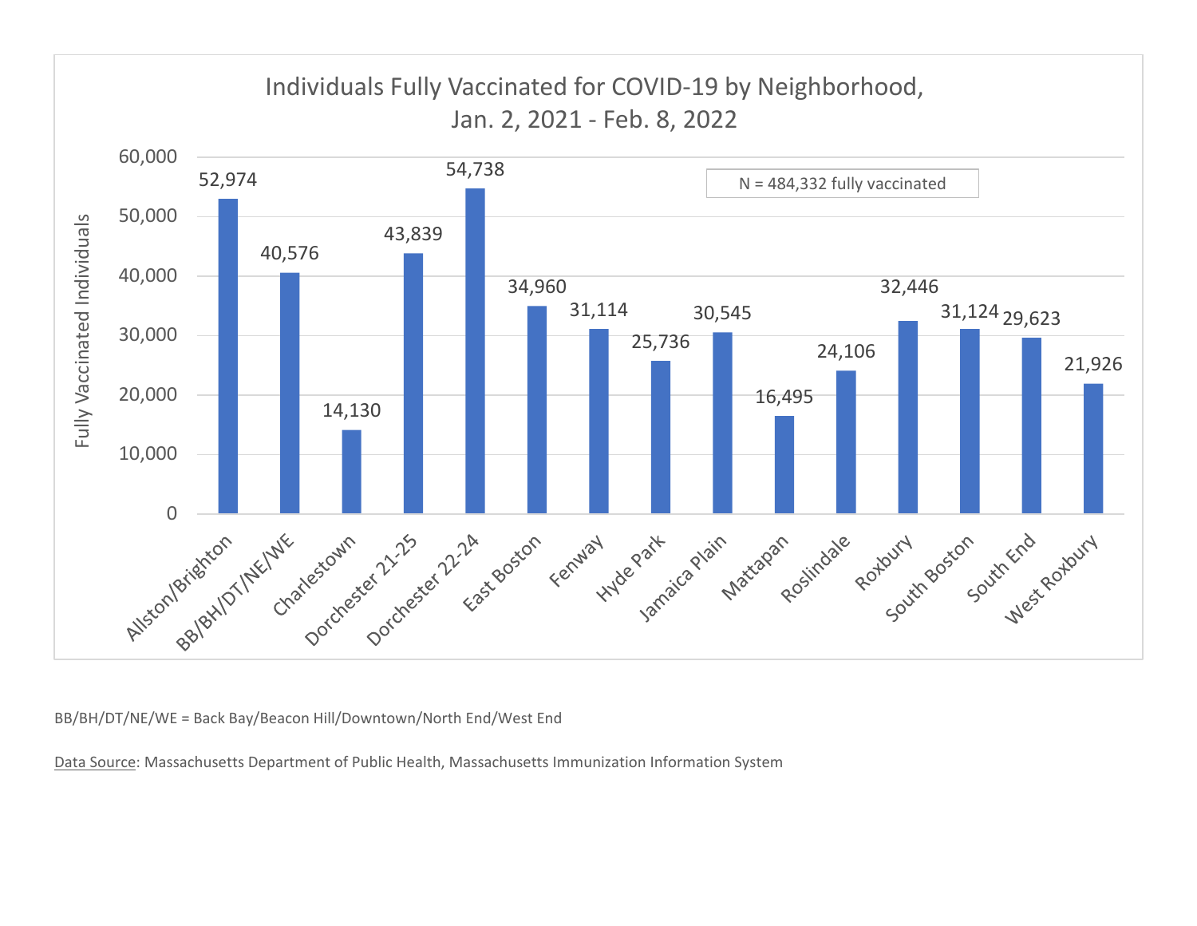## Individuals Fully Vaccinated for COVID-19 by Neighborhood, Jan. 2, 2021 - Feb. 8, 2022

N = 484,332 fully vaccinated

| Neighborhood | Fully Vaccinated Individuals |
| --- | --- |
| Allston/Brighton | 52,974 |
| BB/BH/DT/NE/WE | 40,576 |
| Charlestown | 14,130 |
| Dorchester 21-25 | 43,839 |
| Dorchester 22-24 | 54,738 |
| East Boston | 34,960 |
| Fenway | 31,114 |
| Hyde Park | 25,736 |
| Jamaica Plain | 30,545 |
| Mattapan | 16,495 |
| Roslindale | 24,106 |
| Roxbury | 32,446 |
| South Boston | 31,124 |
| South End | 29,623 |
| West Roxbury | 21,926 |

BB/BH/DT/NE/WE = Back Bay/Beacon Hill/Downtown/North End/West End

Data Source: Massachusetts Department of Public Health, Massachusetts Immunization Information System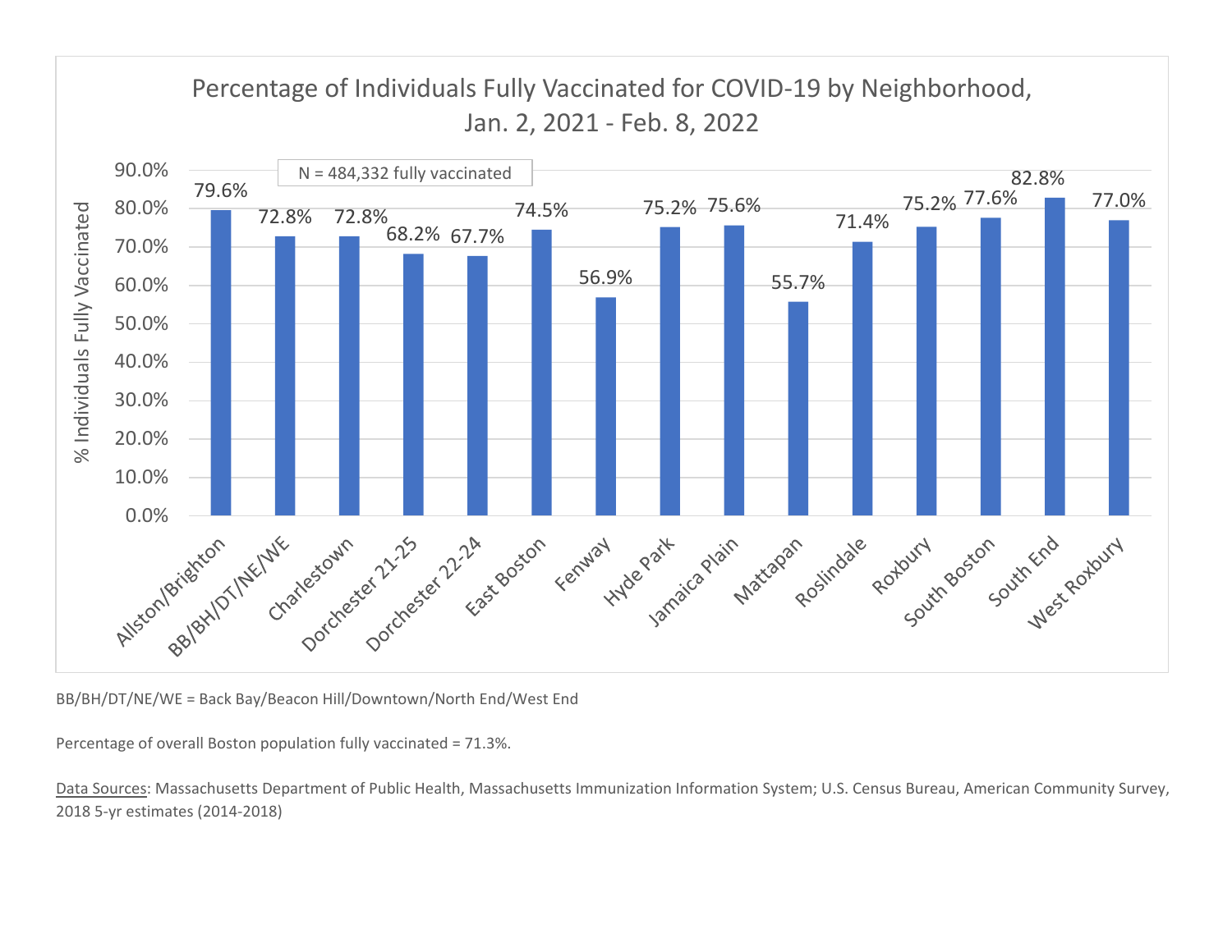## Percentage of Individuals Fully Vaccinated for COVID-19 by Neighborhood, Jan. 2, 2021 - Feb. 8, 2022

N = 484,332 fully vaccinated

| Neighborhood | % Individuals Fully Vaccinated |
|---|---|
| Allston/Brighton | 79.6% |
| BB/BH/DT/NE/WE | 72.8% |
| Charlestown | 72.8% |
| Dorchester 21-25 | 68.2% |
| Dorchester 22-24 | 67.7% |
| East Boston | 74.5% |
| Fenway | 56.9% |
| Hyde Park | 75.2% |
| Jamaica Plain | 75.6% |
| Mattapan | 55.7% |
| Roslindale | 71.4% |
| Roxbury | 75.2% |
| South Boston | 77.6% |
| South End | 82.8% |
| West Roxbury | 77.0% |

BB/BH/DT/NE/WE = Back Bay/Beacon Hill/Downtown/North End/West End

Percentage of overall Boston population fully vaccinated = 71.3%.

Data Sources: Massachusetts Department of Public Health, Massachusetts Immunization Information System; U.S. Census Bureau, American Community Survey, 2018 5-yr estimates (2014-2018)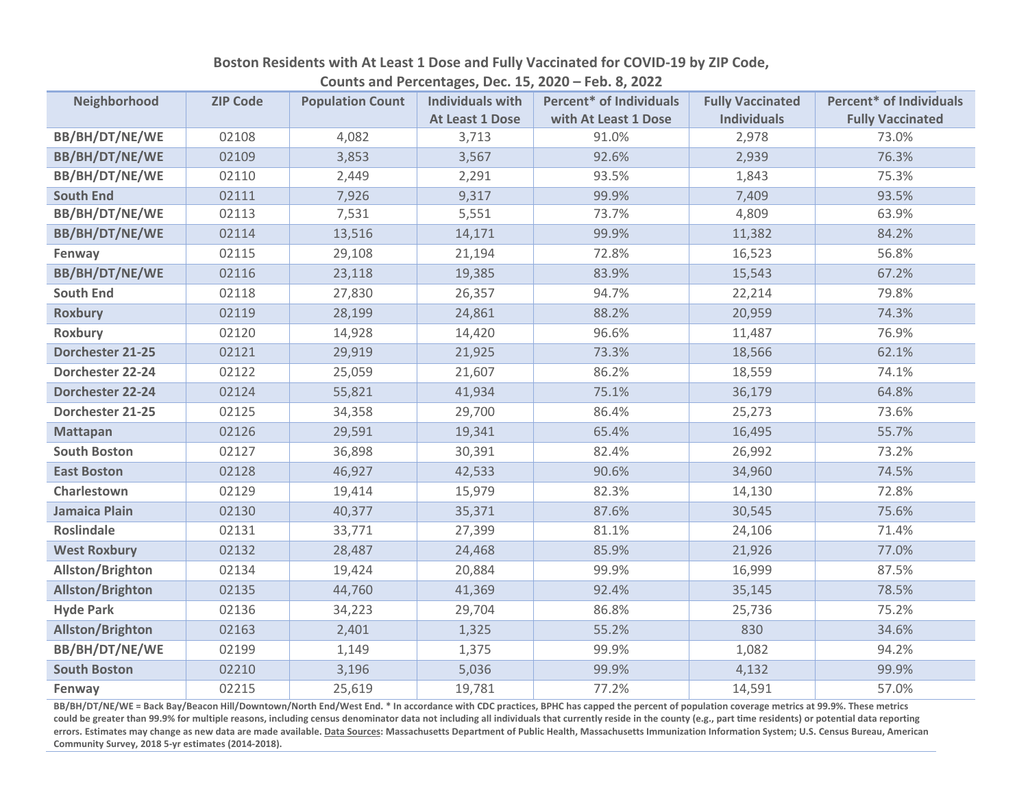**Boston Residents with At Least 1 Dose and Fully Vaccinated for COVID-19 by ZIP Code, Counts and Percentages, Dec. 15, 2020 – Feb. 8, 2022**

| Neighborhood | ZIP Code | Population Count | Individuals with At Least 1 Dose | Percent* of Individuals with At Least 1 Dose | Fully Vaccinated Individuals | Percent* of Individuals Fully Vaccinated |
|---|---|---|---|---|---|---|
| BB/BH/DT/NE/WE | 02108 | 4,082 | 3,713 | 91.0% | 2,978 | 73.0% |
| BB/BH/DT/NE/WE | 02109 | 3,853 | 3,567 | 92.6% | 2,939 | 76.3% |
| BB/BH/DT/NE/WE | 02110 | 2,449 | 2,291 | 93.5% | 1,843 | 75.3% |
| South End | 02111 | 7,926 | 9,317 | 99.9% | 7,409 | 93.5% |
| BB/BH/DT/NE/WE | 02113 | 7,531 | 5,551 | 73.7% | 4,809 | 63.9% |
| BB/BH/DT/NE/WE | 02114 | 13,516 | 14,171 | 99.9% | 11,382 | 84.2% |
| Fenway | 02115 | 29,108 | 21,194 | 72.8% | 16,523 | 56.8% |
| BB/BH/DT/NE/WE | 02116 | 23,118 | 19,385 | 83.9% | 15,543 | 67.2% |
| South End | 02118 | 27,830 | 26,357 | 94.7% | 22,214 | 79.8% |
| Roxbury | 02119 | 28,199 | 24,861 | 88.2% | 20,959 | 74.3% |
| Roxbury | 02120 | 14,928 | 14,420 | 96.6% | 11,487 | 76.9% |
| Dorchester 21-25 | 02121 | 29,919 | 21,925 | 73.3% | 18,566 | 62.1% |
| Dorchester 22-24 | 02122 | 25,059 | 21,607 | 86.2% | 18,559 | 74.1% |
| Dorchester 22-24 | 02124 | 55,821 | 41,934 | 75.1% | 36,179 | 64.8% |
| Dorchester 21-25 | 02125 | 34,358 | 29,700 | 86.4% | 25,273 | 73.6% |
| Mattapan | 02126 | 29,591 | 19,341 | 65.4% | 16,495 | 55.7% |
| South Boston | 02127 | 36,898 | 30,391 | 82.4% | 26,992 | 73.2% |
| East Boston | 02128 | 46,927 | 42,533 | 90.6% | 34,960 | 74.5% |
| Charlestown | 02129 | 19,414 | 15,979 | 82.3% | 14,130 | 72.8% |
| Jamaica Plain | 02130 | 40,377 | 35,371 | 87.6% | 30,545 | 75.6% |
| Roslindale | 02131 | 33,771 | 27,399 | 81.1% | 24,106 | 71.4% |
| West Roxbury | 02132 | 28,487 | 24,468 | 85.9% | 21,926 | 77.0% |
| Allston/Brighton | 02134 | 19,424 | 20,884 | 99.9% | 16,999 | 87.5% |
| Allston/Brighton | 02135 | 44,760 | 41,369 | 92.4% | 35,145 | 78.5% |
| Hyde Park | 02136 | 34,223 | 29,704 | 86.8% | 25,736 | 75.2% |
| Allston/Brighton | 02163 | 2,401 | 1,325 | 55.2% | 830 | 34.6% |
| BB/BH/DT/NE/WE | 02199 | 1,149 | 1,375 | 99.9% | 1,082 | 94.2% |
| South Boston | 02210 | 3,196 | 5,036 | 99.9% | 4,132 | 99.9% |
| Fenway | 02215 | 25,619 | 19,781 | 77.2% | 14,591 | 57.0% |

BB/BH/DT/NE/WE = Back Bay/Beacon Hill/Downtown/North End/West End. * In accordance with CDC practices, BPHC has capped the percent of population coverage metrics at 99.9%. These metrics could be greater than 99.9% for multiple reasons, including census denominator data not including all individuals that currently reside in the county (e.g., part time residents) or potential data reporting errors. Estimates may change as new data are made available. Data Sources: Massachusetts Department of Public Health, Massachusetts Immunization Information System; U.S. Census Bureau, American Community Survey, 2018 5-yr estimates (2014-2018).